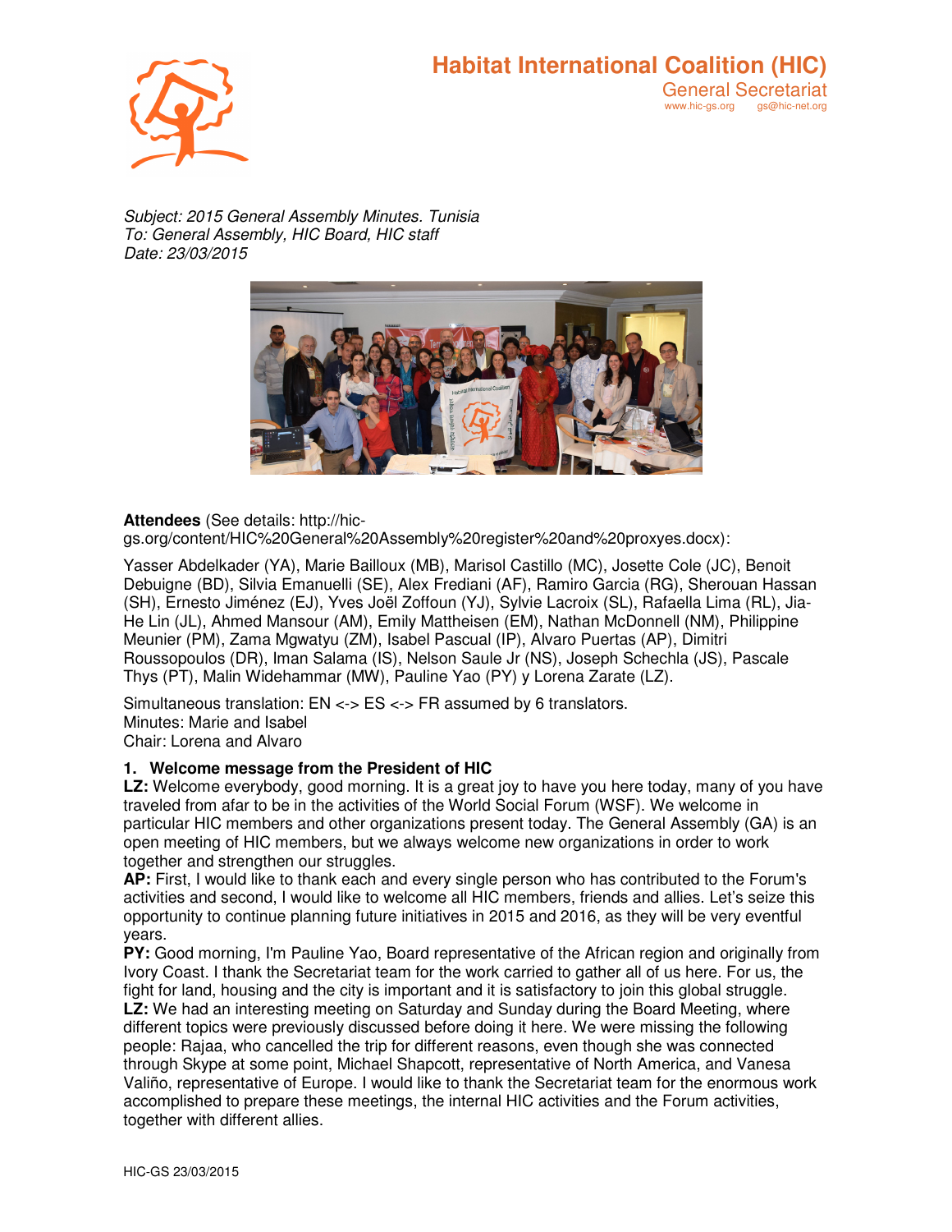# Habitat International Coalition (HIC)

General Secretariat
www.hic-gs.org gs@hic-net.org

*Subject: 2015 General Assembly Minutes. Tunisia*
*To: General Assembly, HIC Board, HIC staff*
*Date: 23/03/2015*

**Attendees** (See details: http://hic-gs.org/content/HIC%20General%20Assembly%20register%20and%20proxyes.docx):

Yasser Abdelkader (YA), Marie Bailloux (MB), Marisol Castillo (MC), Josette Cole (JC), Benoit Debuigne (BD), Silvia Emanuelli (SE), Alex Frediani (AF), Ramiro Garcia (RG), Sherouan Hassan (SH), Ernesto Jiménez (EJ), Yves Joël Zoffoun (YJ), Sylvie Lacroix (SL), Rafaella Lima (RL), Jia-He Lin (JL), Ahmed Mansour (AM), Emily Mattheisen (EM), Nathan McDonnell (NM), Philippine Meunier (PM), Zama Mgwatyu (ZM), Isabel Pascual (IP), Alvaro Puertas (AP), Dimitri Roussopoulos (DR), Iman Salama (IS), Nelson Saule Jr (NS), Joseph Schechla (JS), Pascale Thys (PT), Malin Widehammar (MW), Pauline Yao (PY) y Lorena Zarate (LZ).

Simultaneous translation: EN <-> ES <-> FR assumed by 6 translators.
Minutes: Marie and Isabel
Chair: Lorena and Alvaro

## 1. Welcome message from the President of HIC

**LZ:** Welcome everybody, good morning. It is a great joy to have you here today, many of you have traveled from afar to be in the activities of the World Social Forum (WSF). We welcome in particular HIC members and other organizations present today. The General Assembly (GA) is an open meeting of HIC members, but we always welcome new organizations in order to work together and strengthen our struggles.

**AP:** First, I would like to thank each and every single person who has contributed to the Forum's activities and second, I would like to welcome all HIC members, friends and allies. Let's seize this opportunity to continue planning future initiatives in 2015 and 2016, as they will be very eventful years.

**PY:** Good morning, I'm Pauline Yao, Board representative of the African region and originally from Ivory Coast. I thank the Secretariat team for the work carried to gather all of us here. For us, the fight for land, housing and the city is important and it is satisfactory to join this global struggle.

**LZ:** We had an interesting meeting on Saturday and Sunday during the Board Meeting, where different topics were previously discussed before doing it here. We were missing the following people: Rajaa, who cancelled the trip for different reasons, even though she was connected through Skype at some point, Michael Shapcott, representative of North America, and Vanesa Valiño, representative of Europe. I would like to thank the Secretariat team for the enormous work accomplished to prepare these meetings, the internal HIC activities and the Forum activities, together with different allies.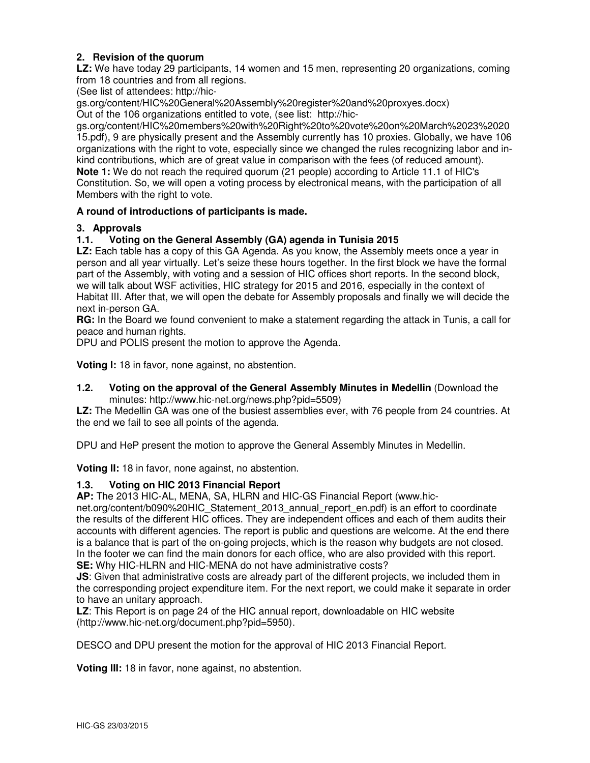## 2. Revision of the quorum

**LZ:** We have today 29 participants, 14 women and 15 men, representing 20 organizations, coming from 18 countries and from all regions.

(See list of attendees: http://hic-gs.org/content/HIC%20General%20Assembly%20register%20and%20proxyes.docx)

Out of the 106 organizations entitled to vote, (see list: http://hic-gs.org/content/HIC%20members%20with%20Right%20to%20vote%20on%20March%2023%202015.pdf), 9 are physically present and the Assembly currently has 10 proxies. Globally, we have 106 organizations with the right to vote, especially since we changed the rules recognizing labor and in-kind contributions, which are of great value in comparison with the fees (of reduced amount).

**Note 1:** We do not reach the required quorum (21 people) according to Article 11.1 of HIC's Constitution. So, we will open a voting process by electronical means, with the participation of all Members with the right to vote.

**A round of introductions of participants is made.**

## 3. Approvals

### 1.1. Voting on the General Assembly (GA) agenda in Tunisia 2015

**LZ:** Each table has a copy of this GA Agenda. As you know, the Assembly meets once a year in person and all year virtually. Let's seize these hours together. In the first block we have the formal part of the Assembly, with voting and a session of HIC offices short reports. In the second block, we will talk about WSF activities, HIC strategy for 2015 and 2016, especially in the context of Habitat III. After that, we will open the debate for Assembly proposals and finally we will decide the next in-person GA.

**RG:** In the Board we found convenient to make a statement regarding the attack in Tunis, a call for peace and human rights.

DPU and POLIS present the motion to approve the Agenda.

**Voting I:** 18 in favor, none against, no abstention.

### 1.2. Voting on the approval of the General Assembly Minutes in Medellin (Download the minutes: http://www.hic-net.org/news.php?pid=5509)

**LZ:** The Medellin GA was one of the busiest assemblies ever, with 76 people from 24 countries. At the end we fail to see all points of the agenda.

DPU and HeP present the motion to approve the General Assembly Minutes in Medellin.

**Voting II:** 18 in favor, none against, no abstention.

### 1.3. Voting on HIC 2013 Financial Report

**AP:** The 2013 HIC-AL, MENA, SA, HLRN and HIC-GS Financial Report (www.hic-net.org/content/b090%20HIC_Statement_2013_annual_report_en.pdf) is an effort to coordinate the results of the different HIC offices. They are independent offices and each of them audits their accounts with different agencies. The report is public and questions are welcome. At the end there is a balance that is part of the on-going projects, which is the reason why budgets are not closed. In the footer we can find the main donors for each office, who are also provided with this report.

**SE:** Why HIC-HLRN and HIC-MENA do not have administrative costs?

**JS**: Given that administrative costs are already part of the different projects, we included them in the corresponding project expenditure item. For the next report, we could make it separate in order to have an unitary approach.

**LZ**: This Report is on page 24 of the HIC annual report, downloadable on HIC website (http://www.hic-net.org/document.php?pid=5950).

DESCO and DPU present the motion for the approval of HIC 2013 Financial Report.

**Voting III:** 18 in favor, none against, no abstention.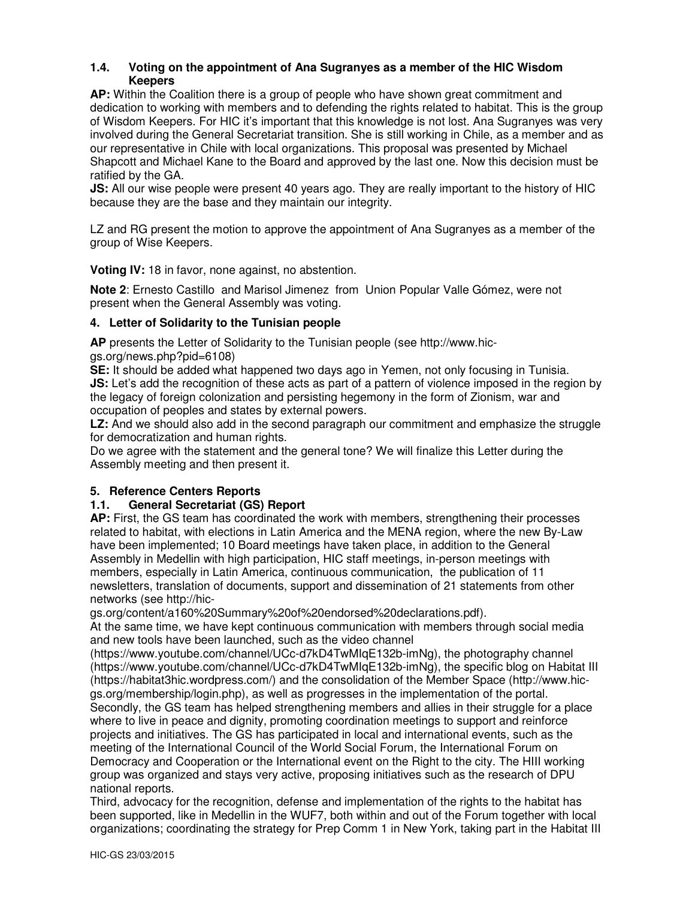### 1.4. Voting on the appointment of Ana Sugranyes as a member of the HIC Wisdom Keepers

**AP:** Within the Coalition there is a group of people who have shown great commitment and dedication to working with members and to defending the rights related to habitat. This is the group of Wisdom Keepers. For HIC it's important that this knowledge is not lost. Ana Sugranyes was very involved during the General Secretariat transition. She is still working in Chile, as a member and as our representative in Chile with local organizations. This proposal was presented by Michael Shapcott and Michael Kane to the Board and approved by the last one. Now this decision must be ratified by the GA.

**JS:** All our wise people were present 40 years ago. They are really important to the history of HIC because they are the base and they maintain our integrity.

LZ and RG present the motion to approve the appointment of Ana Sugranyes as a member of the group of Wise Keepers.

**Voting IV:** 18 in favor, none against, no abstention.

**Note 2**: Ernesto Castillo and Marisol Jimenez from Union Popular Valle Gómez, were not present when the General Assembly was voting.

## 4. Letter of Solidarity to the Tunisian people

**AP** presents the Letter of Solidarity to the Tunisian people (see http://www.hic-gs.org/news.php?pid=6108)

**SE:** It should be added what happened two days ago in Yemen, not only focusing in Tunisia.

**JS:** Let's add the recognition of these acts as part of a pattern of violence imposed in the region by the legacy of foreign colonization and persisting hegemony in the form of Zionism, war and occupation of peoples and states by external powers.

**LZ:** And we should also add in the second paragraph our commitment and emphasize the struggle for democratization and human rights.

Do we agree with the statement and the general tone? We will finalize this Letter during the Assembly meeting and then present it.

## 5. Reference Centers Reports

### 1.1. General Secretariat (GS) Report

**AP:** First, the GS team has coordinated the work with members, strengthening their processes related to habitat, with elections in Latin America and the MENA region, where the new By-Law have been implemented; 10 Board meetings have taken place, in addition to the General Assembly in Medellin with high participation, HIC staff meetings, in-person meetings with members, especially in Latin America, continuous communication, the publication of 11 newsletters, translation of documents, support and dissemination of 21 statements from other networks (see http://hic-gs.org/content/a160%20Summary%20of%20endorsed%20declarations.pdf).

At the same time, we have kept continuous communication with members through social media and new tools have been launched, such as the video channel (https://www.youtube.com/channel/UCc-d7kD4TwMIqE132b-imNg), the photography channel (https://www.youtube.com/channel/UCc-d7kD4TwMIqE132b-imNg), the specific blog on Habitat III (https://habitat3hic.wordpress.com/) and the consolidation of the Member Space (http://www.hic-gs.org/membership/login.php), as well as progresses in the implementation of the portal.

Secondly, the GS team has helped strengthening members and allies in their struggle for a place where to live in peace and dignity, promoting coordination meetings to support and reinforce projects and initiatives. The GS has participated in local and international events, such as the meeting of the International Council of the World Social Forum, the International Forum on Democracy and Cooperation or the International event on the Right to the city. The HIII working group was organized and stays very active, proposing initiatives such as the research of DPU national reports.

Third, advocacy for the recognition, defense and implementation of the rights to the habitat has been supported, like in Medellin in the WUF7, both within and out of the Forum together with local organizations; coordinating the strategy for Prep Comm 1 in New York, taking part in the Habitat III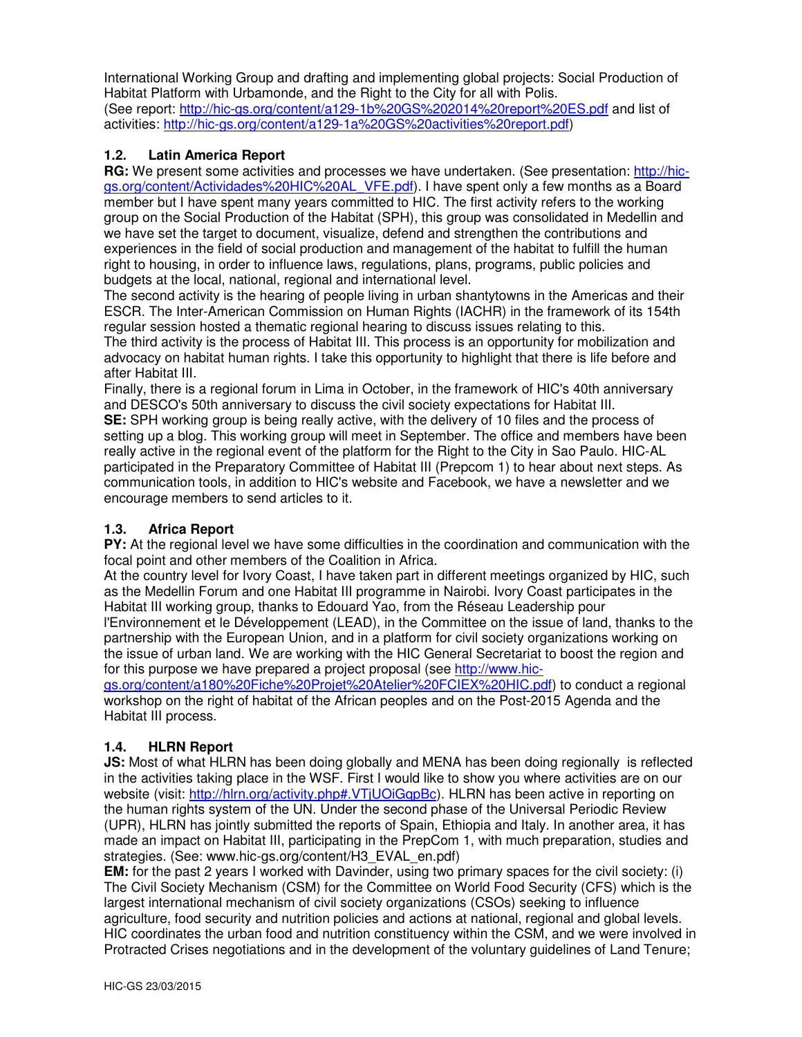International Working Group and drafting and implementing global projects: Social Production of Habitat Platform with Urbamonde, and the Right to the City for all with Polis.
(See report: http://hic-gs.org/content/a129-1b%20GS%202014%20report%20ES.pdf and list of activities: http://hic-gs.org/content/a129-1a%20GS%20activities%20report.pdf)

### 1.2. Latin America Report

**RG:** We present some activities and processes we have undertaken. (See presentation: http://hic-gs.org/content/Actividades%20HIC%20AL_VFE.pdf). I have spent only a few months as a Board member but I have spent many years committed to HIC. The first activity refers to the working group on the Social Production of the Habitat (SPH), this group was consolidated in Medellin and we have set the target to document, visualize, defend and strengthen the contributions and experiences in the field of social production and management of the habitat to fulfill the human right to housing, in order to influence laws, regulations, plans, programs, public policies and budgets at the local, national, regional and international level.
The second activity is the hearing of people living in urban shantytowns in the Americas and their ESCR. The Inter-American Commission on Human Rights (IACHR) in the framework of its 154th regular session hosted a thematic regional hearing to discuss issues relating to this.
The third activity is the process of Habitat III. This process is an opportunity for mobilization and advocacy on habitat human rights. I take this opportunity to highlight that there is life before and after Habitat III.
Finally, there is a regional forum in Lima in October, in the framework of HIC's 40th anniversary and DESCO's 50th anniversary to discuss the civil society expectations for Habitat III.
**SE:** SPH working group is being really active, with the delivery of 10 files and the process of setting up a blog. This working group will meet in September. The office and members have been really active in the regional event of the platform for the Right to the City in Sao Paulo. HIC-AL participated in the Preparatory Committee of Habitat III (Prepcom 1) to hear about next steps. As communication tools, in addition to HIC's website and Facebook, we have a newsletter and we encourage members to send articles to it.

### 1.3. Africa Report

**PY:** At the regional level we have some difficulties in the coordination and communication with the focal point and other members of the Coalition in Africa.
At the country level for Ivory Coast, I have taken part in different meetings organized by HIC, such as the Medellin Forum and one Habitat III programme in Nairobi. Ivory Coast participates in the Habitat III working group, thanks to Edouard Yao, from the Réseau Leadership pour l'Environnement et le Développement (LEAD), in the Committee on the issue of land, thanks to the partnership with the European Union, and in a platform for civil society organizations working on the issue of urban land. We are working with the HIC General Secretariat to boost the region and for this purpose we have prepared a project proposal (see http://www.hic-gs.org/content/a180%20Fiche%20Projet%20Atelier%20FCIEX%20HIC.pdf) to conduct a regional workshop on the right of habitat of the African peoples and on the Post-2015 Agenda and the Habitat III process.

### 1.4. HLRN Report

**JS:** Most of what HLRN has been doing globally and MENA has been doing regionally is reflected in the activities taking place in the WSF. First I would like to show you where activities are on our website (visit: http://hlrn.org/activity.php#.VTjUOiGqpBc). HLRN has been active in reporting on the human rights system of the UN. Under the second phase of the Universal Periodic Review (UPR), HLRN has jointly submitted the reports of Spain, Ethiopia and Italy. In another area, it has made an impact on Habitat III, participating in the PrepCom 1, with much preparation, studies and strategies. (See: www.hic-gs.org/content/H3_EVAL_en.pdf)
**EM:** for the past 2 years I worked with Davinder, using two primary spaces for the civil society: (i) The Civil Society Mechanism (CSM) for the Committee on World Food Security (CFS) which is the largest international mechanism of civil society organizations (CSOs) seeking to influence agriculture, food security and nutrition policies and actions at national, regional and global levels. HIC coordinates the urban food and nutrition constituency within the CSM, and we were involved in Protracted Crises negotiations and in the development of the voluntary guidelines of Land Tenure;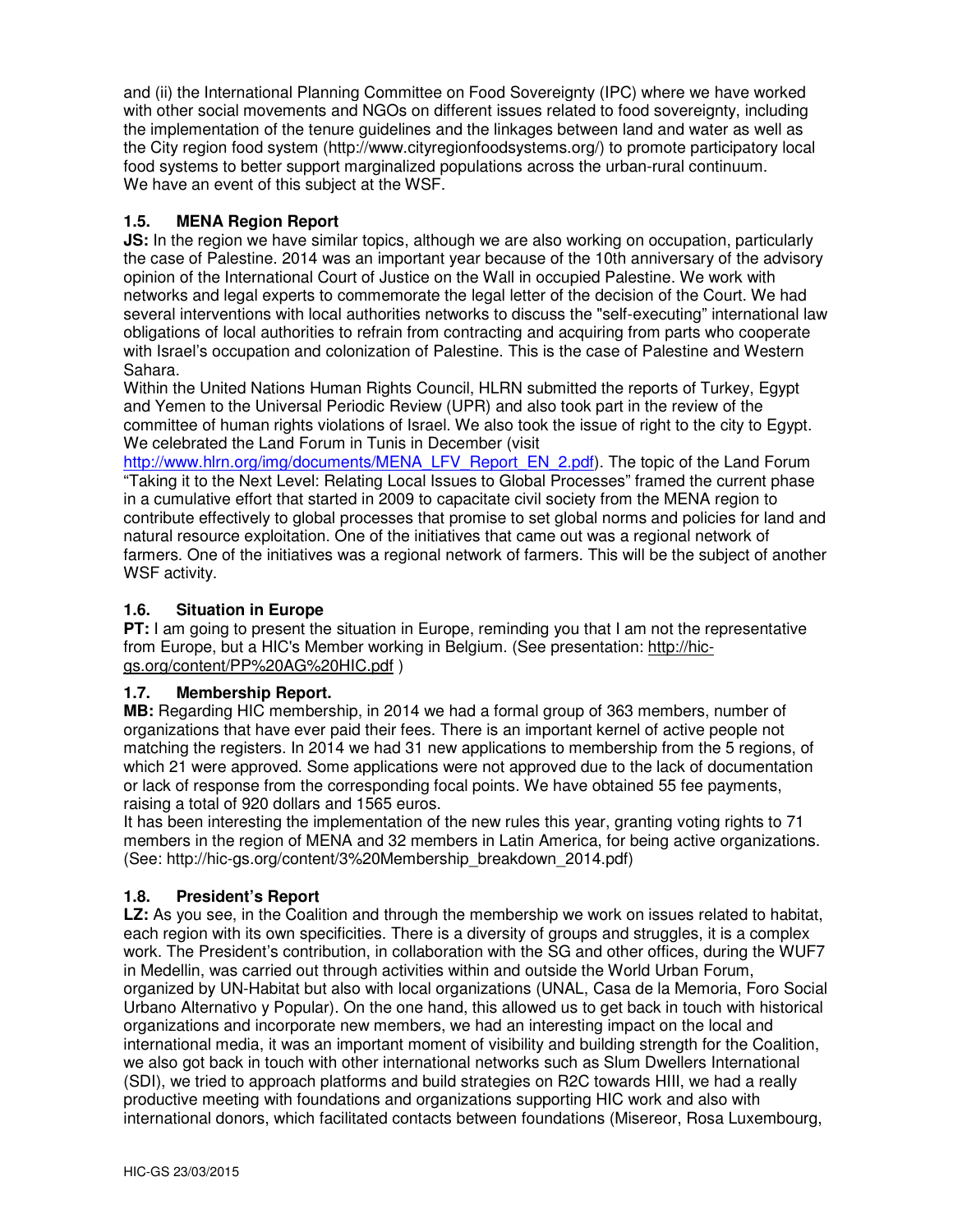and (ii) the International Planning Committee on Food Sovereignty (IPC) where we have worked with other social movements and NGOs on different issues related to food sovereignty, including the implementation of the tenure guidelines and the linkages between land and water as well as the City region food system (http://www.cityregionfoodsystems.org/) to promote participatory local food systems to better support marginalized populations across the urban-rural continuum. We have an event of this subject at the WSF.

### 1.5. MENA Region Report

**JS:** In the region we have similar topics, although we are also working on occupation, particularly the case of Palestine. 2014 was an important year because of the 10th anniversary of the advisory opinion of the International Court of Justice on the Wall in occupied Palestine. We work with networks and legal experts to commemorate the legal letter of the decision of the Court. We had several interventions with local authorities networks to discuss the "self-executing" international law obligations of local authorities to refrain from contracting and acquiring from parts who cooperate with Israel's occupation and colonization of Palestine. This is the case of Palestine and Western Sahara.

Within the United Nations Human Rights Council, HLRN submitted the reports of Turkey, Egypt and Yemen to the Universal Periodic Review (UPR) and also took part in the review of the committee of human rights violations of Israel. We also took the issue of right to the city to Egypt. We celebrated the Land Forum in Tunis in December (visit http://www.hlrn.org/img/documents/MENA_LFV_Report_EN_2.pdf). The topic of the Land Forum "Taking it to the Next Level: Relating Local Issues to Global Processes" framed the current phase in a cumulative effort that started in 2009 to capacitate civil society from the MENA region to contribute effectively to global processes that promise to set global norms and policies for land and natural resource exploitation. One of the initiatives that came out was a regional network of farmers. One of the initiatives was a regional network of farmers. This will be the subject of another WSF activity.

### 1.6. Situation in Europe

**PT:** I am going to present the situation in Europe, reminding you that I am not the representative from Europe, but a HIC's Member working in Belgium. (See presentation: http://hic-gs.org/content/PP%20AG%20HIC.pdf )

### 1.7. Membership Report.

**MB:** Regarding HIC membership, in 2014 we had a formal group of 363 members, number of organizations that have ever paid their fees. There is an important kernel of active people not matching the registers. In 2014 we had 31 new applications to membership from the 5 regions, of which 21 were approved. Some applications were not approved due to the lack of documentation or lack of response from the corresponding focal points. We have obtained 55 fee payments, raising a total of 920 dollars and 1565 euros.

It has been interesting the implementation of the new rules this year, granting voting rights to 71 members in the region of MENA and 32 members in Latin America, for being active organizations. (See: http://hic-gs.org/content/3%20Membership_breakdown_2014.pdf)

### 1.8. President's Report

**LZ:** As you see, in the Coalition and through the membership we work on issues related to habitat, each region with its own specificities. There is a diversity of groups and struggles, it is a complex work. The President's contribution, in collaboration with the SG and other offices, during the WUF7 in Medellin, was carried out through activities within and outside the World Urban Forum, organized by UN-Habitat but also with local organizations (UNAL, Casa de la Memoria, Foro Social Urbano Alternativo y Popular). On the one hand, this allowed us to get back in touch with historical organizations and incorporate new members, we had an interesting impact on the local and international media, it was an important moment of visibility and building strength for the Coalition, we also got back in touch with other international networks such as Slum Dwellers International (SDI), we tried to approach platforms and build strategies on R2C towards HIII, we had a really productive meeting with foundations and organizations supporting HIC work and also with international donors, which facilitated contacts between foundations (Misereor, Rosa Luxembourg,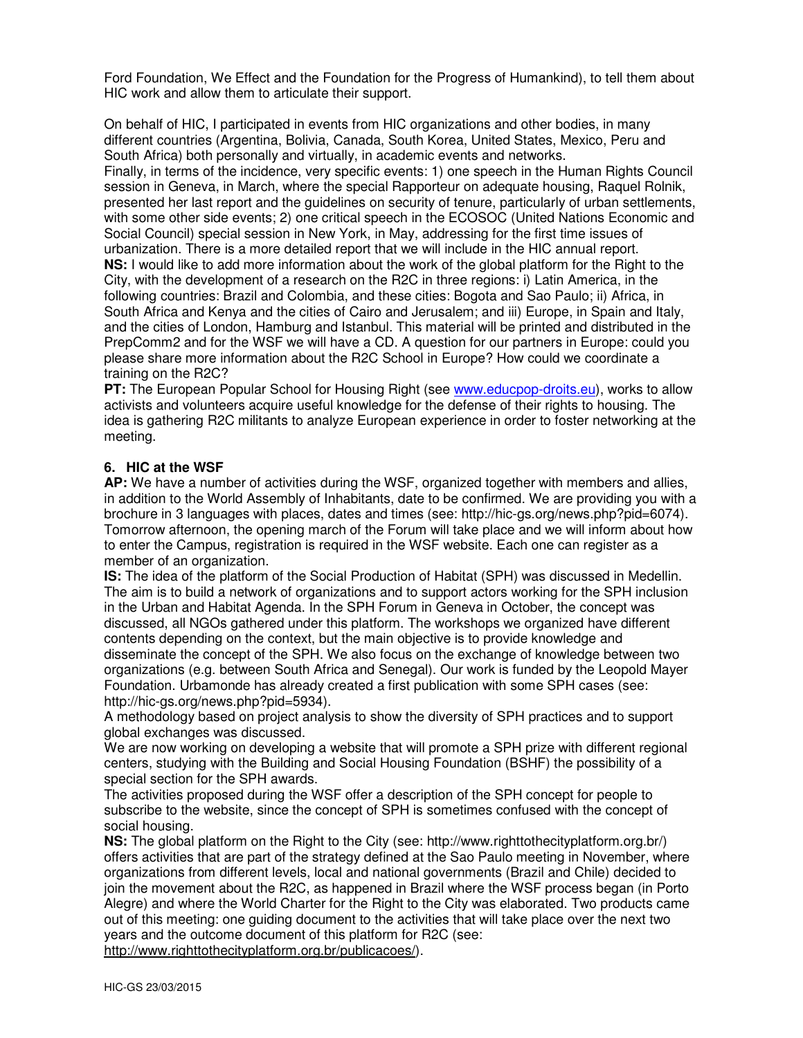Ford Foundation, We Effect and the Foundation for the Progress of Humankind), to tell them about HIC work and allow them to articulate their support.

On behalf of HIC, I participated in events from HIC organizations and other bodies, in many different countries (Argentina, Bolivia, Canada, South Korea, United States, Mexico, Peru and South Africa) both personally and virtually, in academic events and networks.

Finally, in terms of the incidence, very specific events: 1) one speech in the Human Rights Council session in Geneva, in March, where the special Rapporteur on adequate housing, Raquel Rolnik, presented her last report and the guidelines on security of tenure, particularly of urban settlements, with some other side events; 2) one critical speech in the ECOSOC (United Nations Economic and Social Council) special session in New York, in May, addressing for the first time issues of urbanization. There is a more detailed report that we will include in the HIC annual report.

**NS:** I would like to add more information about the work of the global platform for the Right to the City, with the development of a research on the R2C in three regions: i) Latin America, in the following countries: Brazil and Colombia, and these cities: Bogota and Sao Paulo; ii) Africa, in South Africa and Kenya and the cities of Cairo and Jerusalem; and iii) Europe, in Spain and Italy, and the cities of London, Hamburg and Istanbul. This material will be printed and distributed in the PrepComm2 and for the WSF we will have a CD. A question for our partners in Europe: could you please share more information about the R2C School in Europe? How could we coordinate a training on the R2C?

**PT:** The European Popular School for Housing Right (see [www.educpop-droits.eu](www.educpop-droits.eu)), works to allow activists and volunteers acquire useful knowledge for the defense of their rights to housing. The idea is gathering R2C militants to analyze European experience in order to foster networking at the meeting.

### 6. HIC at the WSF

**AP:** We have a number of activities during the WSF, organized together with members and allies, in addition to the World Assembly of Inhabitants, date to be confirmed. We are providing you with a brochure in 3 languages with places, dates and times (see: http://hic-gs.org/news.php?pid=6074). Tomorrow afternoon, the opening march of the Forum will take place and we will inform about how to enter the Campus, registration is required in the WSF website. Each one can register as a member of an organization.

**IS:** The idea of the platform of the Social Production of Habitat (SPH) was discussed in Medellin. The aim is to build a network of organizations and to support actors working for the SPH inclusion in the Urban and Habitat Agenda. In the SPH Forum in Geneva in October, the concept was discussed, all NGOs gathered under this platform. The workshops we organized have different contents depending on the context, but the main objective is to provide knowledge and disseminate the concept of the SPH. We also focus on the exchange of knowledge between two organizations (e.g. between South Africa and Senegal). Our work is funded by the Leopold Mayer Foundation. Urbamonde has already created a first publication with some SPH cases (see: http://hic-gs.org/news.php?pid=5934).

A methodology based on project analysis to show the diversity of SPH practices and to support global exchanges was discussed.

We are now working on developing a website that will promote a SPH prize with different regional centers, studying with the Building and Social Housing Foundation (BSHF) the possibility of a special section for the SPH awards.

The activities proposed during the WSF offer a description of the SPH concept for people to subscribe to the website, since the concept of SPH is sometimes confused with the concept of social housing.

**NS:** The global platform on the Right to the City (see: http://www.righttothecityplatform.org.br/) offers activities that are part of the strategy defined at the Sao Paulo meeting in November, where organizations from different levels, local and national governments (Brazil and Chile) decided to join the movement about the R2C, as happened in Brazil where the WSF process began (in Porto Alegre) and where the World Charter for the Right to the City was elaborated. Two products came out of this meeting: one guiding document to the activities that will take place over the next two years and the outcome document of this platform for R2C (see: [http://www.righttothecityplatform.org.br/publicacoes/](http://www.righttothecityplatform.org.br/publicacoes/)).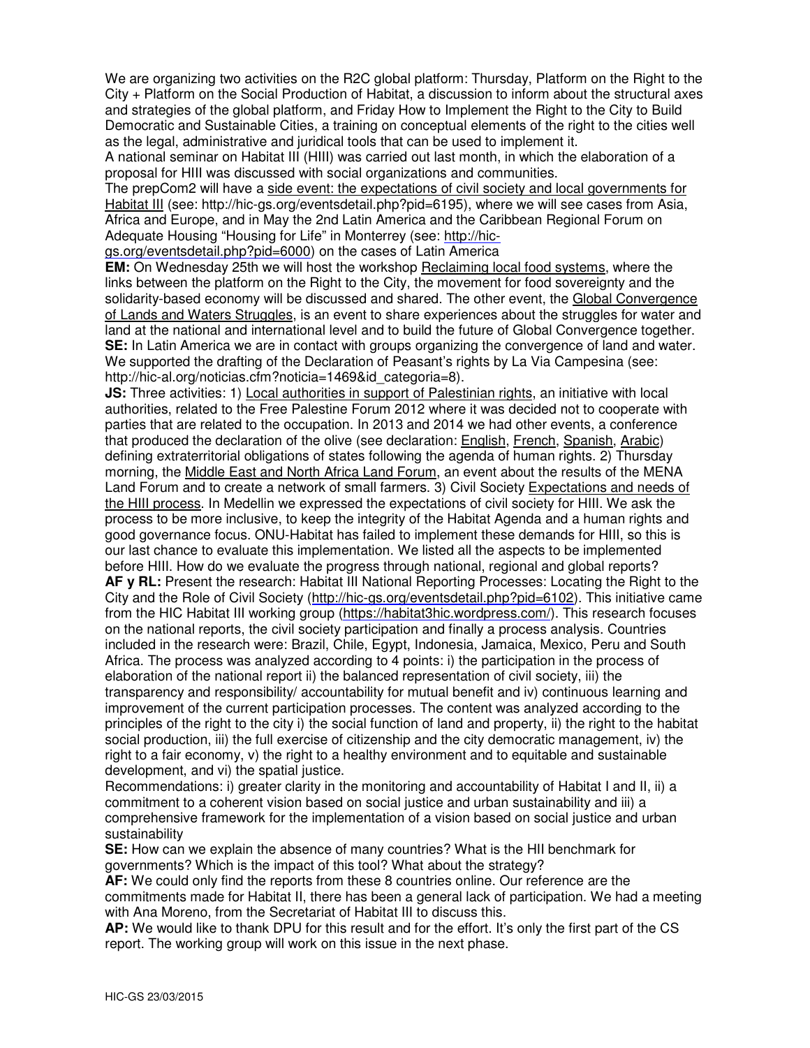We are organizing two activities on the R2C global platform: Thursday, Platform on the Right to the City + Platform on the Social Production of Habitat, a discussion to inform about the structural axes and strategies of the global platform, and Friday How to Implement the Right to the City to Build Democratic and Sustainable Cities, a training on conceptual elements of the right to the cities well as the legal, administrative and juridical tools that can be used to implement it.

A national seminar on Habitat III (HIII) was carried out last month, in which the elaboration of a proposal for HIII was discussed with social organizations and communities.

The prepCom2 will have a side event: the expectations of civil society and local governments for Habitat III (see: http://hic-gs.org/eventsdetail.php?pid=6195), where we will see cases from Asia, Africa and Europe, and in May the 2nd Latin America and the Caribbean Regional Forum on Adequate Housing "Housing for Life" in Monterrey (see: http://hic-gs.org/eventsdetail.php?pid=6000) on the cases of Latin America

**EM:** On Wednesday 25th we will host the workshop Reclaiming local food systems, where the links between the platform on the Right to the City, the movement for food sovereignty and the solidarity-based economy will be discussed and shared. The other event, the Global Convergence of Lands and Waters Struggles, is an event to share experiences about the struggles for water and land at the national and international level and to build the future of Global Convergence together.

**SE:** In Latin America we are in contact with groups organizing the convergence of land and water. We supported the drafting of the Declaration of Peasant's rights by La Via Campesina (see: http://hic-al.org/noticias.cfm?noticia=1469&id_categoria=8).

**JS:** Three activities: 1) Local authorities in support of Palestinian rights, an initiative with local authorities, related to the Free Palestine Forum 2012 where it was decided not to cooperate with parties that are related to the occupation. In 2013 and 2014 we had other events, a conference that produced the declaration of the olive (see declaration: English, French, Spanish, Arabic) defining extraterritorial obligations of states following the agenda of human rights. 2) Thursday morning, the Middle East and North Africa Land Forum, an event about the results of the MENA Land Forum and to create a network of small farmers. 3) Civil Society Expectations and needs of the HIII process. In Medellin we expressed the expectations of civil society for HIII. We ask the process to be more inclusive, to keep the integrity of the Habitat Agenda and a human rights and good governance focus. ONU-Habitat has failed to implement these demands for HIII, so this is our last chance to evaluate this implementation. We listed all the aspects to be implemented before HIII. How do we evaluate the progress through national, regional and global reports?

**AF y RL:** Present the research: Habitat III National Reporting Processes: Locating the Right to the City and the Role of Civil Society (http://hic-gs.org/eventsdetail.php?pid=6102). This initiative came from the HIC Habitat III working group (https://habitat3hic.wordpress.com/). This research focuses on the national reports, the civil society participation and finally a process analysis. Countries included in the research were: Brazil, Chile, Egypt, Indonesia, Jamaica, Mexico, Peru and South Africa. The process was analyzed according to 4 points: i) the participation in the process of elaboration of the national report ii) the balanced representation of civil society, iii) the transparency and responsibility/ accountability for mutual benefit and iv) continuous learning and improvement of the current participation processes. The content was analyzed according to the principles of the right to the city i) the social function of land and property, ii) the right to the habitat social production, iii) the full exercise of citizenship and the city democratic management, iv) the right to a fair economy, v) the right to a healthy environment and to equitable and sustainable development, and vi) the spatial justice.

Recommendations: i) greater clarity in the monitoring and accountability of Habitat I and II, ii) a commitment to a coherent vision based on social justice and urban sustainability and iii) a comprehensive framework for the implementation of a vision based on social justice and urban sustainability

**SE:** How can we explain the absence of many countries? What is the HII benchmark for governments? Which is the impact of this tool? What about the strategy?

**AF:** We could only find the reports from these 8 countries online. Our reference are the commitments made for Habitat II, there has been a general lack of participation. We had a meeting with Ana Moreno, from the Secretariat of Habitat III to discuss this.

**AP:** We would like to thank DPU for this result and for the effort. It's only the first part of the CS report. The working group will work on this issue in the next phase.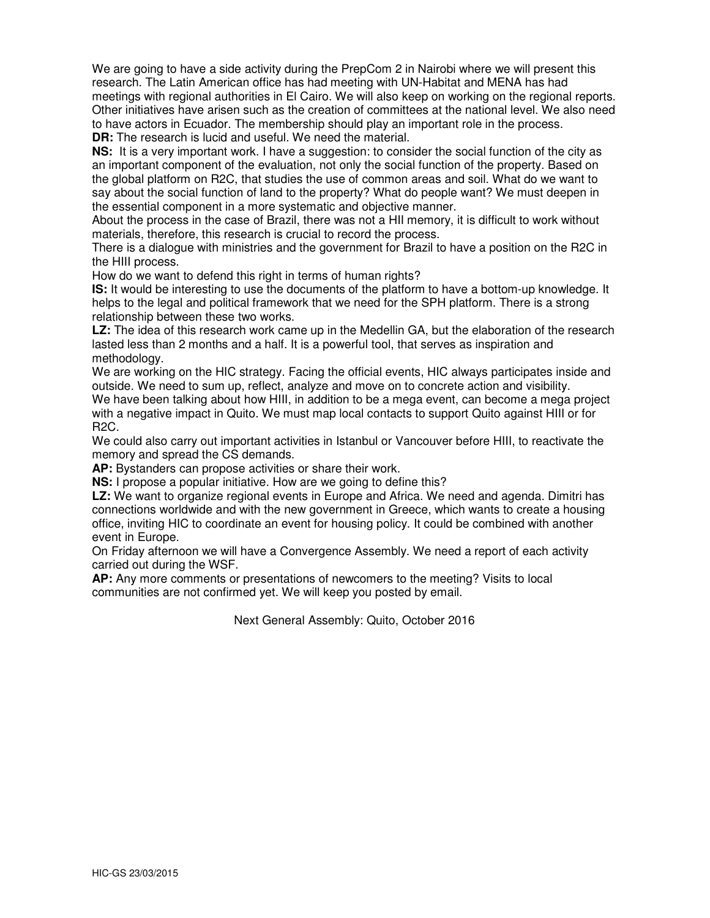We are going to have a side activity during the PrepCom 2 in Nairobi where we will present this research. The Latin American office has had meeting with UN-Habitat and MENA has had meetings with regional authorities in El Cairo. We will also keep on working on the regional reports. Other initiatives have arisen such as the creation of committees at the national level. We also need to have actors in Ecuador. The membership should play an important role in the process.

**DR:** The research is lucid and useful. We need the material.

**NS:** It is a very important work. I have a suggestion: to consider the social function of the city as an important component of the evaluation, not only the social function of the property. Based on the global platform on R2C, that studies the use of common areas and soil. What do we want to say about the social function of land to the property? What do people want? We must deepen in the essential component in a more systematic and objective manner.

About the process in the case of Brazil, there was not a HII memory, it is difficult to work without materials, therefore, this research is crucial to record the process.

There is a dialogue with ministries and the government for Brazil to have a position on the R2C in the HIII process.

How do we want to defend this right in terms of human rights?

**IS:** It would be interesting to use the documents of the platform to have a bottom-up knowledge. It helps to the legal and political framework that we need for the SPH platform. There is a strong relationship between these two works.

**LZ:** The idea of this research work came up in the Medellin GA, but the elaboration of the research lasted less than 2 months and a half. It is a powerful tool, that serves as inspiration and methodology.

We are working on the HIC strategy. Facing the official events, HIC always participates inside and outside. We need to sum up, reflect, analyze and move on to concrete action and visibility.

We have been talking about how HIII, in addition to be a mega event, can become a mega project with a negative impact in Quito. We must map local contacts to support Quito against HIII or for R2C.

We could also carry out important activities in Istanbul or Vancouver before HIII, to reactivate the memory and spread the CS demands.

**AP:** Bystanders can propose activities or share their work.

**NS:** I propose a popular initiative. How are we going to define this?

**LZ:** We want to organize regional events in Europe and Africa. We need and agenda. Dimitri has connections worldwide and with the new government in Greece, which wants to create a housing office, inviting HIC to coordinate an event for housing policy. It could be combined with another event in Europe.

On Friday afternoon we will have a Convergence Assembly. We need a report of each activity carried out during the WSF.

**AP:** Any more comments or presentations of newcomers to the meeting? Visits to local communities are not confirmed yet. We will keep you posted by email.

Next General Assembly: Quito, October 2016